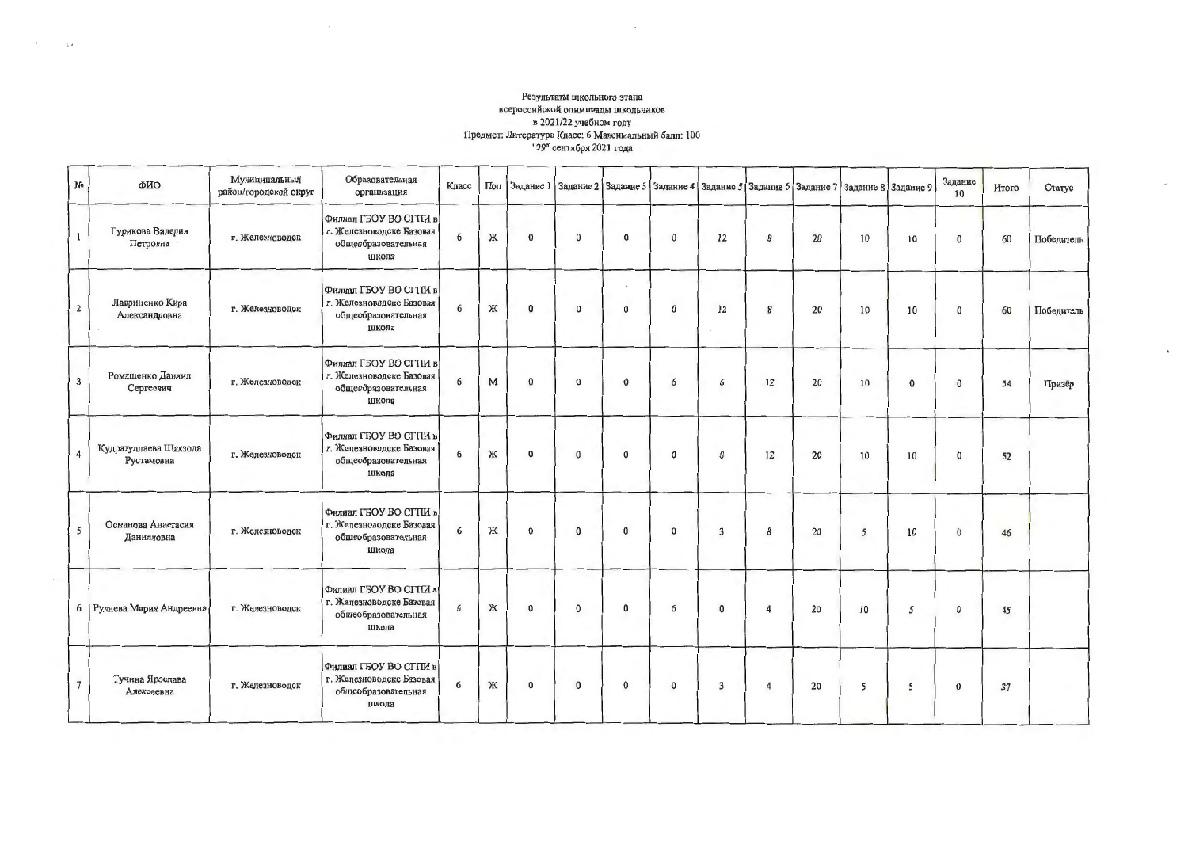Результаты школьного этапа
всероссийской олимпиады школьников
в 2021/22 учебном году
Предмет: Литература Класс: 6 Максимальный балл: 100
"29" сентября 2021 года

| № | ФИО | Муниципальный район/городской округ | Образовательная организация | Класс | Пол | Задание 1 | Задание 2 | Задание 3 | Задание 4 | Задание 5 | Задание 6 | Задание 7 | Задание 8 | Задание 9 | Задание 10 | Итого | Статус |
|---|---|---|---|---|---|---|---|---|---|---|---|---|---|---|---|---|---|
| 1 | Гурикова Валерия Петровна | г. Железноводск | Филиал ГБОУ ВО СГПИ в г. Железноводске Базовая общеобразовательная школа | 6 | Ж | 0 | 0 | 0 | 0 | 12 | 8 | 20 | 10 | 10 | 0 | 60 | Победитель |
| 2 | Лавриненко Кира Александровна | г. Железноводск | Филиал ГБОУ ВО СГПИ в г. Железноводске Базовая общеобразовательная школа | 6 | Ж | 0 | 0 | 0 | 0 | 12 | 8 | 20 | 10 | 10 | 0 | 60 | Победитель |
| 3 | Романенко Даниил Сергеевич | г. Железноводск | Филиал ГБОУ ВО СГПИ в г. Железноводске Базовая общеобразовательная школа | 6 | М | 0 | 0 | 0 | 6 | 6 | 12 | 20 | 10 | 0 | 0 | 54 | Призёр |
| 4 | Кудратуллаева Шахзода Рустамовна | г. Железноводск | Филиал ГБОУ ВО СГПИ в г. Железноводске Базовая общеобразовательная школа | 6 | Ж | 0 | 0 | 0 | 0 | 0 | 12 | 20 | 10 | 10 | 0 | 52 | |
| 5 | Османова Анастасия Даниязовна | г. Железноводск | Филиал ГБОУ ВО СГПИ в г. Железноводске Базовая общеобразовательная школа | 6 | Ж | 0 | 0 | 0 | 0 | 3 | 8 | 20 | 5 | 10 | 0 | 46 | |
| 6 | Руднева Мария Андреевна | г. Железноводск | Филиал ГБОУ ВО СГПИ в г. Железноводске Базовая общеобразовательная школа | 6 | Ж | 0 | 0 | 0 | 6 | 0 | 4 | 20 | 10 | 5 | 0 | 45 | |
| 7 | Тучина Ярослава Алексеевна | г. Железноводск | Филиал ГБОУ ВО СГПИ в г. Железноводске Базовая общеобразовательная школа | 6 | Ж | 0 | 0 | 0 | 0 | 3 | 4 | 20 | 5 | 5 | 0 | 37 | |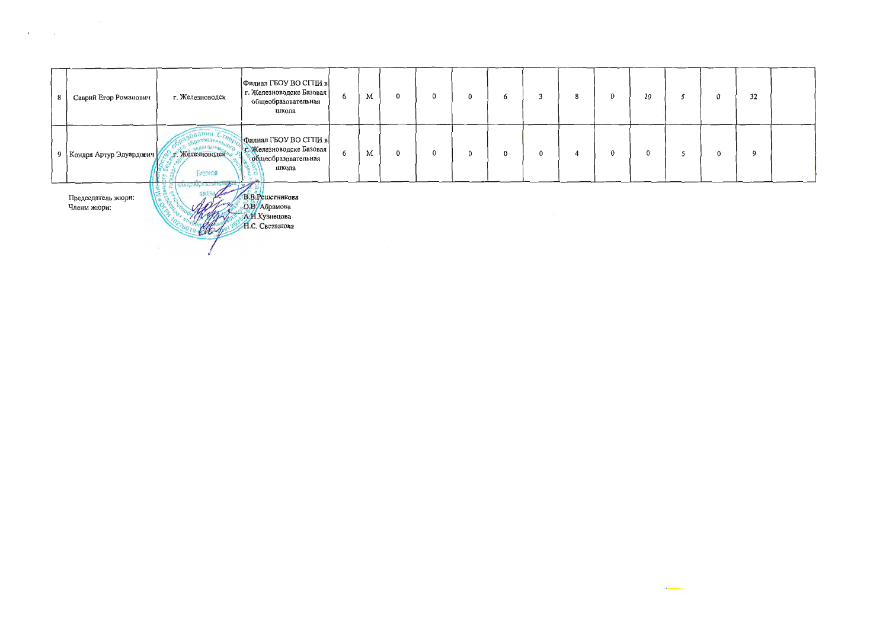| | | | | | | | | | | | | | | | | | |
|---|---|---|---|---|---|---|---|---|---|---|---|---|---|---|---|---|---|
| 8 | Саврий Егор Романович | г. Железноводск | Филиал ГБОУ ВО СГПИ в г. Железноводске Базовая общеобразовательная школа | 6 | М | 0 | 0 | 0 | 6 | 3 | 8 | 0 | 10 | 5 | 0 | 32 | |
| 9 | Кондря Артур Эдуардович | г. Железноводск | Филиал ГБОУ ВО СГПИ в г. Железноводске Базовая общеобразовательная школа | 6 | М | 0 | 0 | 0 | 0 | 0 | 4 | 0 | 0 | 5 | 0 | 9 | |

Председатель жюри: В.В.Решетникова

Члены жюри: О.В. Абрамова

А.Н.Кузнецова

Н.С. Светашова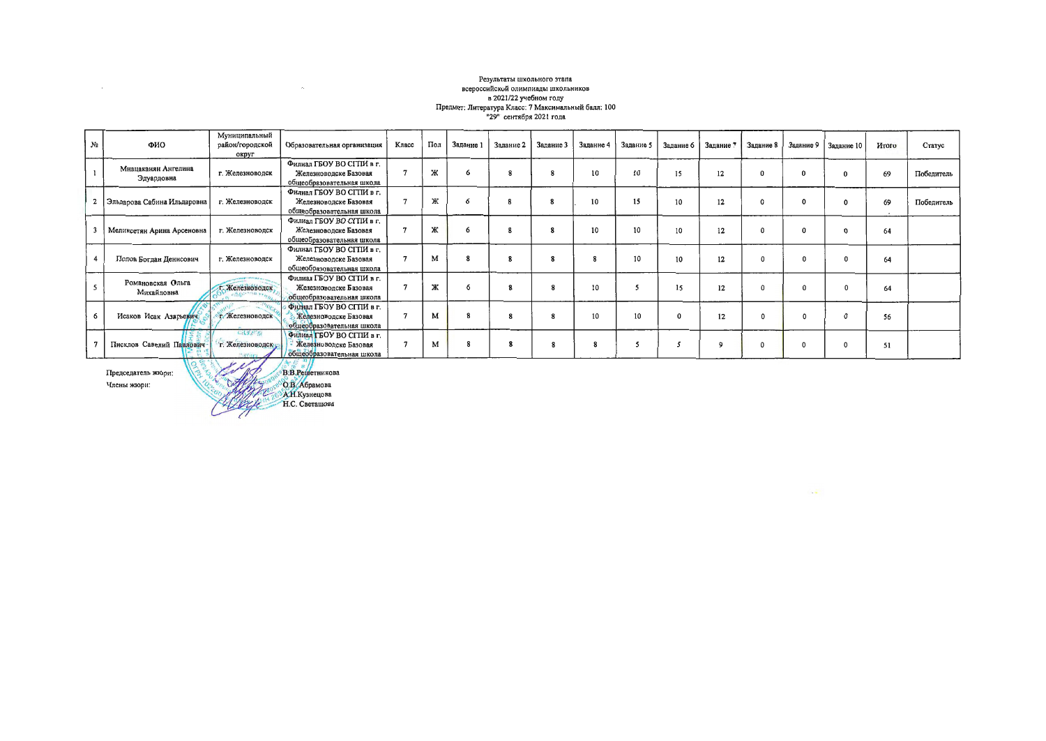Результаты школьного этапа
всероссийской олимпиады школьников
в 2021/22 учебном году
Предмет: Литература Класс: 7 Максимальный балл: 100
"29" сентября 2021 года

| № | ФИО | Муниципальный район/городской округ | Образовательная организация | Класс | Пол | Задание 1 | Задание 2 | Задание 3 | Задание 4 | Задание 5 | Задание 6 | Задание 7 | Задание 8 | Задание 9 | Задание 10 | Итого | Статус |
|---|---|---|---|---|---|---|---|---|---|---|---|---|---|---|---|---|---|
| 1 | Мнацаканян Ангелина Эдуардовна | г. Железноводск | Филиал ГБОУ ВО СГПИ в г. Железноводске Базовая общеобразовательная школа | 7 | Ж | 6 | 8 | 8 | 10 | 10 | 15 | 12 | 0 | 0 | 0 | 69 | Победитель |
| 2 | Эльдарова Сабина Ильдаровна | г. Железноводск | Филиал ГБОУ ВО СГПИ в г. Железноводске Базовая общеобразовательная школа | 7 | Ж | 6 | 8 | 8 | 10 | 15 | 10 | 12 | 0 | 0 | 0 | 69 | Победитель |
| 3 | Меликсетян Арина Арсеновна | г. Железноводск | Филиал ГБОУ ВО СГПИ в г. Железноводске Базовая общеобразовательная школа | 7 | Ж | 6 | 8 | 8 | 10 | 10 | 10 | 12 | 0 | 0 | 0 | 64 | |
| 4 | Попов Богдан Денисович | г. Железноводск | Филиал ГБОУ ВО СГПИ в г. Железноводске Базовая общеобразовательная школа | 7 | М | 8 | 8 | 8 | 8 | 10 | 10 | 12 | 0 | 0 | 0 | 64 | |
| 5 | Романовская Ольга Михайловна | г. Железноводск | Филиал ГБОУ ВО СГПИ в г. Железноводске Базовая общеобразовательная школа | 7 | Ж | 6 | 8 | 8 | 10 | 5 | 15 | 12 | 0 | 0 | 0 | 64 | |
| 6 | Исаков Исак Азарьевич | г. Железноводск | Филиал ГБОУ ВО СГПИ в г. Железноводске Базовая общеобразовательная школа | 7 | М | 8 | 8 | 8 | 10 | 10 | 0 | 12 | 0 | 0 | 0 | 56 | |
| 7 | Писклов Савелий Павлович | г. Железноводск | Филиал ГБОУ ВО СГПИ в г. Железноводске Базовая общеобразовательная школа | 7 | М | 8 | 8 | 8 | 8 | 5 | 5 | 9 | 0 | 0 | 0 | 51 | |

Председатель жюри: В.В.Решетникова

Члены жюри: О.В. Абрамова
А.Н.Кузнецова
Н.С. Светашова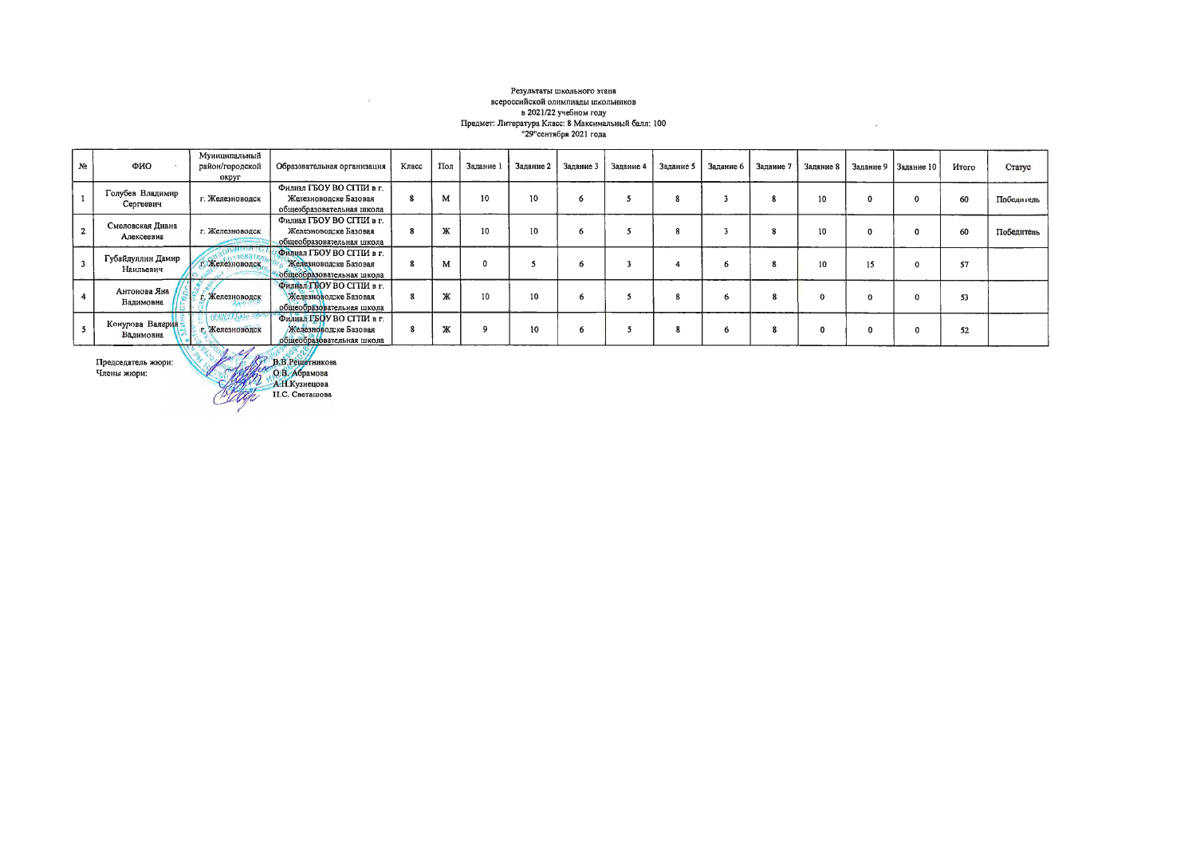Результаты школьного этапа
всероссийской олимпиады школьников
в 2021/22 учебном году
Предмет: Литература Класс: 8 Максимальный балл: 100
"29"сентября 2021 года

| № | ФИО | Муниципальный район/городской округ | Образовательная организация | Класс | Пол | Задание 1 | Задание 2 | Задание 3 | Задание 4 | Задание 5 | Задание 6 | Задание 7 | Задание 8 | Задание 9 | Задание 10 | Итого | Статус |
|---|---|---|---|---|---|---|---|---|---|---|---|---|---|---|---|---|---|
| 1 | Голубев Владимир Сергеевич | г. Железноводск | Филиал ГБОУ ВО СГПИ в г. Железноводске Базовая общеобразовательная школа | 8 | М | 10 | 10 | 6 | 5 | 8 | 3 | 8 | 10 | 0 | 0 | 60 | Победитель |
| 2 | Смеловская Диана Алексеевна | г. Железноводск | Филиал ГБОУ ВО СГПИ в г. Железноводске Базовая общеобразовательная школа | 8 | Ж | 10 | 10 | 6 | 5 | 8 | 3 | 8 | 10 | 0 | 0 | 60 | Победитель |
| 3 | Губайдуллин Дамир Наильевич | г. Железноводск | Филиал ГБОУ ВО СГПИ в г. Железноводске Базовая общеобразовательная школа | 8 | М | 0 | 5 | 6 | 3 | 4 | 6 | 8 | 10 | 15 | 0 | 57 | |
| 4 | Антонова Яна Вадимовна | г. Железноводск | Филиал ГБОУ ВО СГПИ в г. Железноводске Базовая общеобразовательная школа | 8 | Ж | 10 | 10 | 6 | 5 | 8 | 6 | 8 | 0 | 0 | 0 | 53 | |
| 5 | Конурова Валерия Вадимовна | г. Железноводск | Филиал ГБОУ ВО СГПИ в г. Железноводске Базовая общеобразовательная школа | 8 | Ж | 9 | 10 | 6 | 5 | 8 | 6 | 8 | 0 | 0 | 0 | 52 | |

Председатель жюри: В.В.Решетникова

Члены жюри: О.В. Абрамова

А.Н.Кузнецова

Н.С. Светашова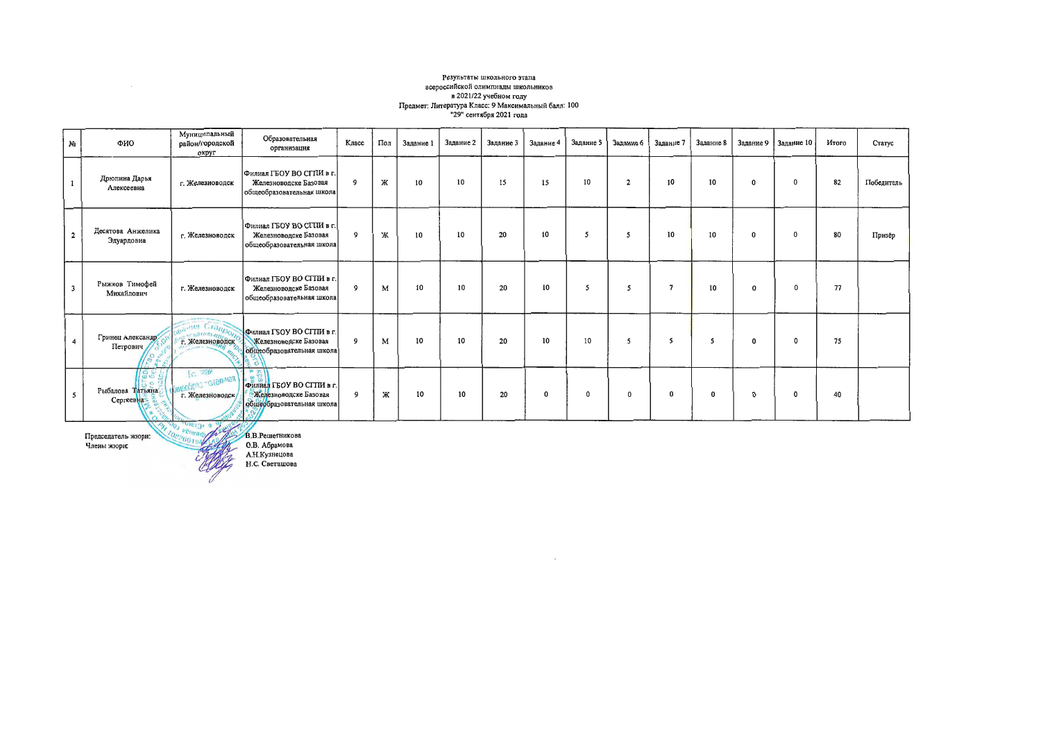Результаты школьного этапа
всероссийской олимпиады школьников
в 2021/22 учебном году
Предмет: Литература Класс: 9 Максимальный балл: 100
"29" сентября 2021 года

| № | ФИО | Муниципальный район/городской округ | Образовательная организация | Класс | Пол | Задание 1 | Задание 2 | Задание 3 | Задание 4 | Задание 5 | Задание 6 | Задание 7 | Задание 8 | Задание 9 | Задание 10 | Итого | Статус |
|---|---|---|---|---|---|---|---|---|---|---|---|---|---|---|---|---|---|
| 1 | Дрюпина Дарья Алексеевна | г. Железноводск | Филиал ГБОУ ВО СГПИ в г. Железноводске Базовая общеобразовательная школа | 9 | Ж | 10 | 10 | 15 | 15 | 10 | 2 | 10 | 10 | 0 | 0 | 82 | Победитель |
| 2 | Десятова Анжелика Эдуардовна | г. Железноводск | Филиал ГБОУ ВО СГПИ в г. Железноводске Базовая общеобразовательная школа | 9 | Ж | 10 | 10 | 20 | 10 | 5 | 5 | 10 | 10 | 0 | 0 | 80 | Призёр |
| 3 | Рыжков Тимофей Михайлович | г. Железноводск | Филиал ГБОУ ВО СГПИ в г. Железноводске Базовая общеобразовательная школа | 9 | М | 10 | 10 | 20 | 10 | 5 | 5 | 7 | 10 | 0 | 0 | 77 | |
| 4 | Гринец Александр Петрович | г. Железноводск | Филиал ГБОУ ВО СГПИ в г. Железноводске Базовая общеобразовательная школа | 9 | М | 10 | 10 | 20 | 10 | 10 | 5 | 5 | 5 | 0 | 0 | 75 | |
| 5 | Рыбалова Татьяна Сергеевна | г. Железноводск | Филиал ГБОУ ВО СГПИ в г. Железноводске Базовая общеобразовательная школа | 9 | Ж | 10 | 10 | 20 | 0 | 0 | 0 | 0 | 0 | 0 | 0 | 40 | |

Председатель жюри: В.В.Решетникова

Члены жюри: О.В. Абрамова

А.Н.Кузнецова

Н.С. Светашова